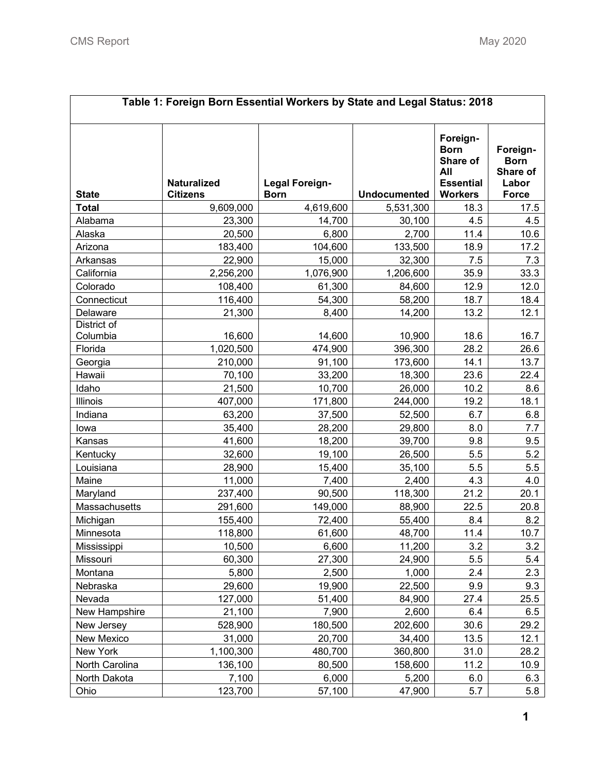| Table 1: Foreign Born Essential Workers by State and Legal Status: 2018 | | | | | |
|---|---|---|---|---|---|
| **State** | **Naturalized Citizens** | **Legal Foreign-Born** | **Undocumented** | **Foreign-Born Share of All Essential Workers** | **Foreign-Born Share of Labor Force** |
| **Total** | 9,609,000 | 4,619,600 | 5,531,300 | 18.3 | 17.5 |
| Alabama | 23,300 | 14,700 | 30,100 | 4.5 | 4.5 |
| Alaska | 20,500 | 6,800 | 2,700 | 11.4 | 10.6 |
| Arizona | 183,400 | 104,600 | 133,500 | 18.9 | 17.2 |
| Arkansas | 22,900 | 15,000 | 32,300 | 7.5 | 7.3 |
| California | 2,256,200 | 1,076,900 | 1,206,600 | 35.9 | 33.3 |
| Colorado | 108,400 | 61,300 | 84,600 | 12.9 | 12.0 |
| Connecticut | 116,400 | 54,300 | 58,200 | 18.7 | 18.4 |
| Delaware | 21,300 | 8,400 | 14,200 | 13.2 | 12.1 |
| District of Columbia | 16,600 | 14,600 | 10,900 | 18.6 | 16.7 |
| Florida | 1,020,500 | 474,900 | 396,300 | 28.2 | 26.6 |
| Georgia | 210,000 | 91,100 | 173,600 | 14.1 | 13.7 |
| Hawaii | 70,100 | 33,200 | 18,300 | 23.6 | 22.4 |
| Idaho | 21,500 | 10,700 | 26,000 | 10.2 | 8.6 |
| Illinois | 407,000 | 171,800 | 244,000 | 19.2 | 18.1 |
| Indiana | 63,200 | 37,500 | 52,500 | 6.7 | 6.8 |
| Iowa | 35,400 | 28,200 | 29,800 | 8.0 | 7.7 |
| Kansas | 41,600 | 18,200 | 39,700 | 9.8 | 9.5 |
| Kentucky | 32,600 | 19,100 | 26,500 | 5.5 | 5.2 |
| Louisiana | 28,900 | 15,400 | 35,100 | 5.5 | 5.5 |
| Maine | 11,000 | 7,400 | 2,400 | 4.3 | 4.0 |
| Maryland | 237,400 | 90,500 | 118,300 | 21.2 | 20.1 |
| Massachusetts | 291,600 | 149,000 | 88,900 | 22.5 | 20.8 |
| Michigan | 155,400 | 72,400 | 55,400 | 8.4 | 8.2 |
| Minnesota | 118,800 | 61,600 | 48,700 | 11.4 | 10.7 |
| Mississippi | 10,500 | 6,600 | 11,200 | 3.2 | 3.2 |
| Missouri | 60,300 | 27,300 | 24,900 | 5.5 | 5.4 |
| Montana | 5,800 | 2,500 | 1,000 | 2.4 | 2.3 |
| Nebraska | 29,600 | 19,900 | 22,500 | 9.9 | 9.3 |
| Nevada | 127,000 | 51,400 | 84,900 | 27.4 | 25.5 |
| New Hampshire | 21,100 | 7,900 | 2,600 | 6.4 | 6.5 |
| New Jersey | 528,900 | 180,500 | 202,600 | 30.6 | 29.2 |
| New Mexico | 31,000 | 20,700 | 34,400 | 13.5 | 12.1 |
| New York | 1,100,300 | 480,700 | 360,800 | 31.0 | 28.2 |
| North Carolina | 136,100 | 80,500 | 158,600 | 11.2 | 10.9 |
| North Dakota | 7,100 | 6,000 | 5,200 | 6.0 | 6.3 |
| Ohio | 123,700 | 57,100 | 47,900 | 5.7 | 5.8 |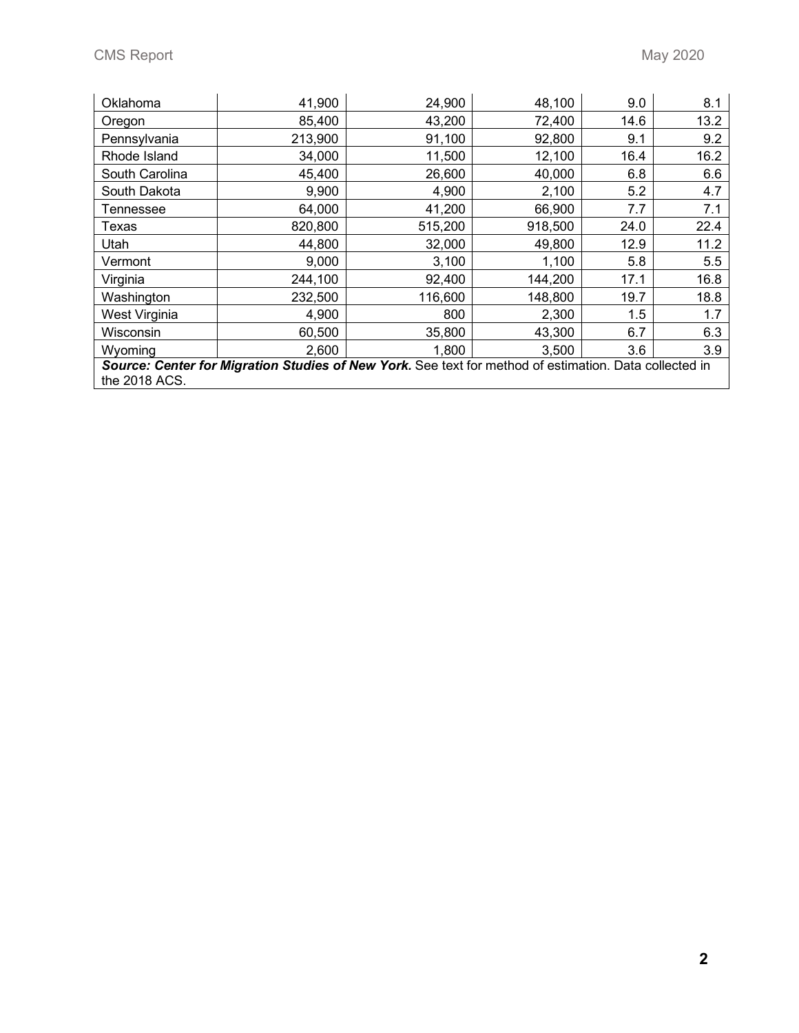| | | | | | |
|---|---|---|---|---|---|
| Oklahoma | 41,900 | 24,900 | 48,100 | 9.0 | 8.1 |
| Oregon | 85,400 | 43,200 | 72,400 | 14.6 | 13.2 |
| Pennsylvania | 213,900 | 91,100 | 92,800 | 9.1 | 9.2 |
| Rhode Island | 34,000 | 11,500 | 12,100 | 16.4 | 16.2 |
| South Carolina | 45,400 | 26,600 | 40,000 | 6.8 | 6.6 |
| South Dakota | 9,900 | 4,900 | 2,100 | 5.2 | 4.7 |
| Tennessee | 64,000 | 41,200 | 66,900 | 7.7 | 7.1 |
| Texas | 820,800 | 515,200 | 918,500 | 24.0 | 22.4 |
| Utah | 44,800 | 32,000 | 49,800 | 12.9 | 11.2 |
| Vermont | 9,000 | 3,100 | 1,100 | 5.8 | 5.5 |
| Virginia | 244,100 | 92,400 | 144,200 | 17.1 | 16.8 |
| Washington | 232,500 | 116,600 | 148,800 | 19.7 | 18.8 |
| West Virginia | 4,900 | 800 | 2,300 | 1.5 | 1.7 |
| Wisconsin | 60,500 | 35,800 | 43,300 | 6.7 | 6.3 |
| Wyoming | 2,600 | 1,800 | 3,500 | 3.6 | 3.9 |

***Source: Center for Migration Studies of New York.*** See text for method of estimation. Data collected in the 2018 ACS.